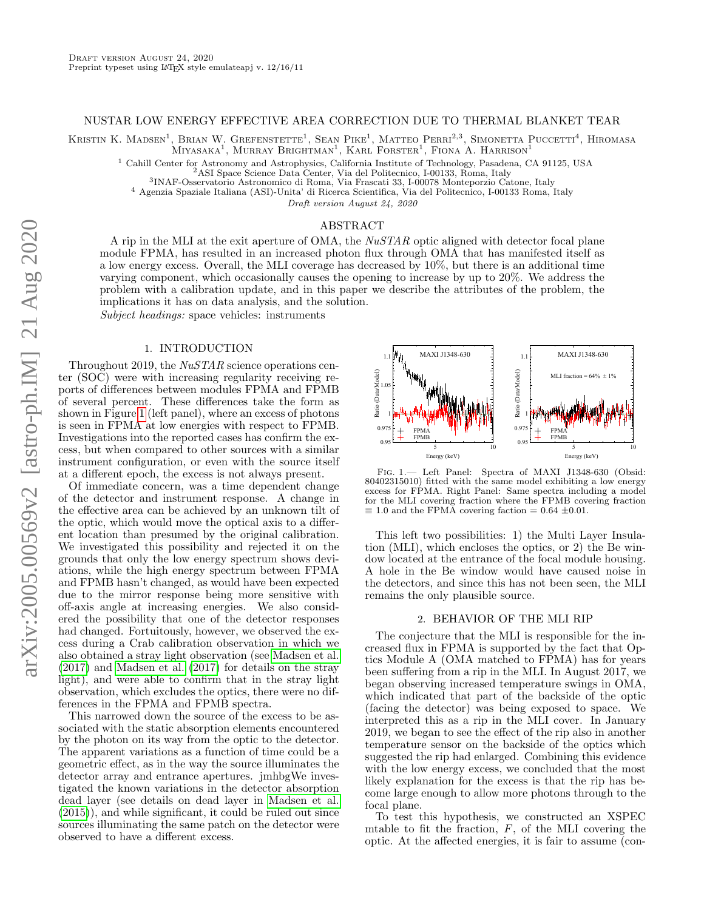# NUSTAR LOW ENERGY EFFECTIVE AREA CORRECTION DUE TO THERMAL BLANKET TEAR

Kristin K. Madsen[1], Brian W. Grefenstette[1], Sean Pike[1], Matteo Perri[2,3], Simonetta Puccetti[4], Hiromasa Miyasaka[1], Murray Brightman[1], Karl Forster[1], Fiona A. Harrison[1]

[1] Cahill Center for Astronomy and Astrophysics, California Institute of Technology, Pasadena, CA 91125, USA
[2] ASI Space Science Data Center, Via del Politecnico, I-00133, Roma, Italy
[3] INAF-Osservatorio Astronomico di Roma, Via Frascati 33, I-00078 Monteporzio Catone, Italy
[4] Agenzia Spaziale Italiana (ASI)-Unita' di Ricerca Scientifica, Via del Politecnico, I-00133 Roma, Italy

*Draft version August 24, 2020*

## ABSTRACT

A rip in the MLI at the exit aperture of OMA, the *NuSTAR* optic aligned with detector focal plane module FPMA, has resulted in an increased photon flux through OMA that has manifested itself as a low energy excess. Overall, the MLI coverage has decreased by 10%, but there is an additional time varying component, which occasionally causes the opening to increase by up to 20%. We address the problem with a calibration update, and in this paper we describe the attributes of the problem, the implications it has on data analysis, and the solution.

*Subject headings:* space vehicles: instruments

## 1. INTRODUCTION

Throughout 2019, the *NuSTAR* science operations center (SOC) were with increasing regularity receiving reports of differences between modules FPMA and FPMB of several percent. These differences take the form as shown in Figure 1 (left panel), where an excess of photons is seen in FPMA at low energies with respect to FPMB. Investigations into the reported cases has confirm the excess, but when compared to other sources with a similar instrument configuration, or even with the source itself at a different epoch, the excess is not always present.

Of immediate concern, was a time dependent change of the detector and instrument response. A change in the effective area can be achieved by an unknown tilt of the optic, which would move the optical axis to a different location than presumed by the original calibration. We investigated this possibility and rejected it on the grounds that only the low energy spectrum shows deviations, while the high energy spectrum between FPMA and FPMB hasn't changed, as would have been expected due to the mirror response being more sensitive with off-axis angle at increasing energies. We also considered the possibility that one of the detector responses had changed. Fortuitously, however, we observed the excess during a Crab calibration observation in which we also obtained a stray light observation (see Madsen et al. (2017) and Madsen et al. (2017) for details on the stray light), and were able to confirm that in the stray light observation, which excludes the optics, there were no differences in the FPMA and FPMB spectra.

This narrowed down the source of the excess to be associated with the static absorption elements encountered by the photon on its way from the optic to the detector. The apparent variations as a function of time could be a geometric effect, as in the way the source illuminates the detector array and entrance apertures. jmhbgWe investigated the known variations in the detector absorption dead layer (see details on dead layer in Madsen et al. (2015)), and while significant, it could be ruled out since sources illuminating the same patch on the detector were observed to have a different excess.

Fig. 1.— Left Panel: Spectra of MAXI J1348-630 (Obsid: 80402315010) fitted with the same model exhibiting a low energy excess for FPMA. Right Panel: Same spectra including a model for the MLI covering fraction where the FPMB covering fraction ≡ 1.0 and the FPMA covering faction = 0.64 ±0.01.

This left two possibilities: 1) the Multi Layer Insulation (MLI), which encloses the optics, or 2) the Be window located at the entrance of the focal module housing. A hole in the Be window would have caused noise in the detectors, and since this has not been seen, the MLI remains the only plausible source.

## 2. BEHAVIOR OF THE MLI RIP

The conjecture that the MLI is responsible for the increased flux in FPMA is supported by the fact that Optics Module A (OMA matched to FPMA) has for years been suffering from a rip in the MLI. In August 2017, we began observing increased temperature swings in OMA, which indicated that part of the backside of the optic (facing the detector) was being exposed to space. We interpreted this as a rip in the MLI cover. In January 2019, we began to see the effect of the rip also in another temperature sensor on the backside of the optics which suggested the rip had enlarged. Combining this evidence with the low energy excess, we concluded that the most likely explanation for the excess is that the rip has become large enough to allow more photons through to the focal plane.

To test this hypothesis, we constructed an XSPEC mtable to fit the fraction, $F$, of the MLI covering the optic. At the affected energies, it is fair to assume (con-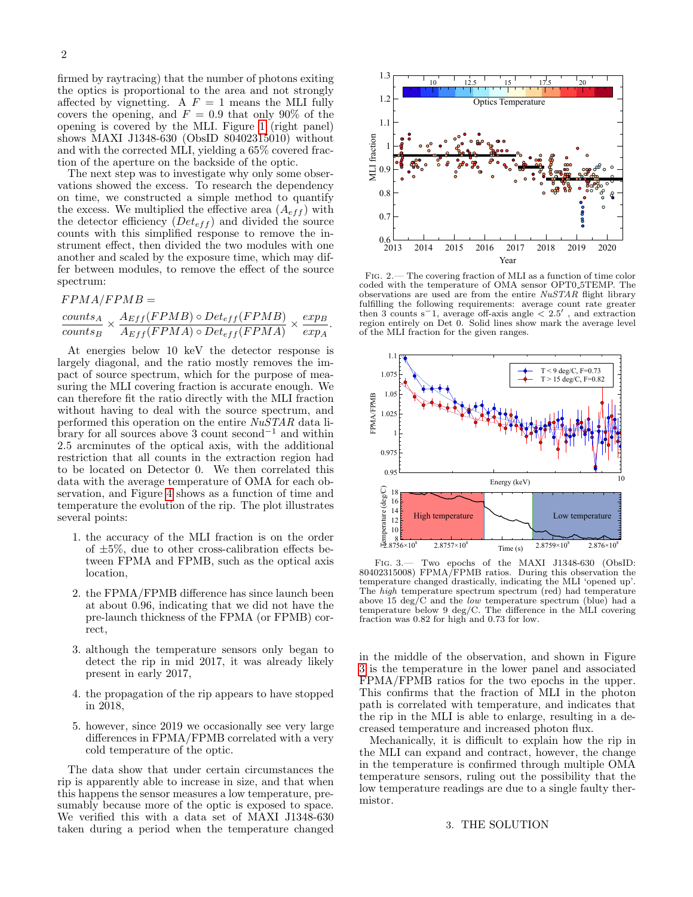firmed by raytracing) that the number of photons exiting the optics is proportional to the area and not strongly affected by vignetting. A $F = 1$ means the MLI fully covers the opening, and $F = 0.9$ that only 90% of the opening is covered by the MLI. Figure 1 (right panel) shows MAXI J1348-630 (ObsID 80402315010) without and with the corrected MLI, yielding a 65% covered fraction of the aperture on the backside of the optic.

The next step was to investigate why only some observations showed the excess. To research the dependency on time, we constructed a simple method to quantify the excess. We multiplied the effective area ($A_{eff}$) with the detector efficiency ($Det_{eff}$) and divided the source counts with this simplified response to remove the instrument effect, then divided the two modules with one another and scaled by the exposure time, which may differ between modules, to remove the effect of the source spectrum:

$$FPMA/FPMB =$$
$$\frac{counts_A}{counts_B} \times \frac{A_{Eff}(FPMB) \circ Det_{eff}(FPMB)}{A_{Eff}(FPMA) \circ Det_{eff}(FPMA)} \times \frac{exp_B}{exp_A}.$$

At energies below 10 keV the detector response is largely diagonal, and the ratio mostly removes the impact of source spectrum, which for the purpose of measuring the MLI covering fraction is accurate enough. We can therefore fit the ratio directly with the MLI fraction without having to deal with the source spectrum, and performed this operation on the entire *NuSTAR* data library for all sources above 3 count second$^{-1}$ and within 2.5 arcminutes of the optical axis, with the additional restriction that all counts in the extraction region had to be located on Detector 0. We then correlated this data with the average temperature of OMA for each observation, and Figure 4 shows as a function of time and temperature the evolution of the rip. The plot illustrates several points:

1. the accuracy of the MLI fraction is on the order of ±5%, due to other cross-calibration effects between FPMA and FPMB, such as the optical axis location,
2. the FPMA/FPMB difference has since launch been at about 0.96, indicating that we did not have the pre-launch thickness of the FPMA (or FPMB) correct,
3. although the temperature sensors only began to detect the rip in mid 2017, it was already likely present in early 2017,
4. the propagation of the rip appears to have stopped in 2018,
5. however, since 2019 we occasionally see very large differences in FPMA/FPMB correlated with a very cold temperature of the optic.

The data show that under certain circumstances the rip is apparently able to increase in size, and that when this happens the sensor measures a low temperature, presumably because more of the optic is exposed to space. We verified this with a data set of MAXI J1348-630 taken during a period when the temperature changed in the middle of the observation, and shown in Figure 3 is the temperature in the lower panel and associated FPMA/FPMB ratios for the two epochs in the upper. This confirms that the fraction of MLI in the photon path is correlated with temperature, and indicates that the rip in the MLI is able to enlarge, resulting in a decreased temperature and increased photon flux.

Mechanically, it is difficult to explain how the rip in the MLI can expand and contract, however, the change in the temperature is confirmed through multiple OMA temperature sensors, ruling out the possibility that the low temperature readings are due to a single faulty thermistor.

Fig. 2.— The covering fraction of MLI as a function of time color coded with the temperature of OMA sensor OPT0_5TEMP. The observations are used are from the entire *NuSTAR* flight library fulfilling the following requirements: average count rate greater then 3 counts s$^{-1}$, average off-axis angle < 2.5′ , and extraction region entirely on Det 0. Solid lines show mark the average level of the MLI fraction for the given ranges.

Fig. 3.— Two epochs of the MAXI J1348-630 (ObsID: 80402315008) FPMA/FPMB ratios. During this observation the temperature changed drastically, indicating the MLI 'opened up'. The *high* temperature spectrum spectrum (red) had temperature above 15 deg/C and the *low* temperature spectrum (blue) had a temperature below 9 deg/C. The difference in the MLI covering fraction was 0.82 for high and 0.73 for low.

## 3. THE SOLUTION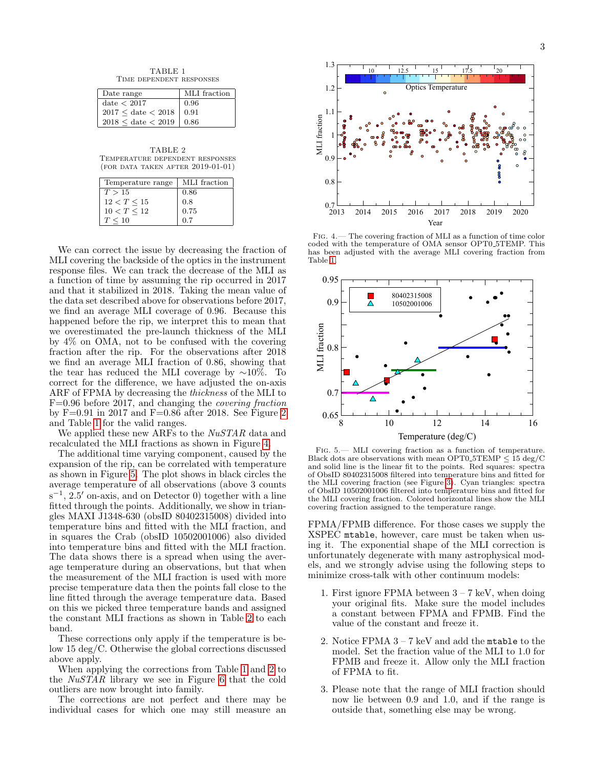TABLE 1
TIME DEPENDENT RESPONSES

| Date range | MLI fraction |
|---|---|
| date < 2017 | 0.96 |
| 2017 ≤ date < 2018 | 0.91 |
| 2018 ≤ date < 2019 | 0.86 |

TABLE 2
TEMPERATURE DEPENDENT RESPONSES
(FOR DATA TAKEN AFTER 2019-01-01)

| Temperature range | MLI fraction |
|---|---|
| $T > 15$ | 0.86 |
| $12 < T \leq 15$ | 0.8 |
| $10 < T \leq 12$ | 0.75 |
| $T \leq 10$ | 0.7 |

We can correct the issue by decreasing the fraction of MLI covering the backside of the optics in the instrument response files. We can track the decrease of the MLI as a function of time by assuming the rip occurred in 2017 and that it stabilized in 2018. Taking the mean value of the data set described above for observations before 2017, we find an average MLI coverage of 0.96. Because this happened before the rip, we interpret this to mean that we overestimated the pre-launch thickness of the MLI by 4% on OMA, not to be confused with the covering fraction after the rip. For the observations after 2018 we find an average MLI fraction of 0.86, showing that the tear has reduced the MLI coverage by ~10%. To correct for the difference, we have adjusted the on-axis ARF of FPMA by decreasing the *thickness* of the MLI to F=0.96 before 2017, and changing the *covering fraction* by F=0.91 in 2017 and F=0.86 after 2018. See Figure 2 and Table 1 for the valid ranges.

We applied these new ARFs to the *NuSTAR* data and recalculated the MLI fractions as shown in Figure 4.

The additional time varying component, caused by the expansion of the rip, can be correlated with temperature as shown in Figure 5. The plot shows in black circles the average temperature of all observations (above 3 counts $s^{-1}$, 2.5′ on-axis, and on Detector 0) together with a line fitted through the points. Additionally, we show in triangles MAXI J1348-630 (obsID 80402315008) divided into temperature bins and fitted with the MLI fraction, and in squares the Crab (obsID 10502001006) also divided into temperature bins and fitted with the MLI fraction. The data shows there is a spread when using the average temperature during an observations, but that when the measurement of the MLI fraction is used with more precise temperature data then the points fall close to the line fitted through the average temperature data. Based on this we picked three temperature bands and assigned the constant MLI fractions as shown in Table 2 to each band.

These corrections only apply if the temperature is below 15 deg/C. Otherwise the global corrections discussed above apply.

When applying the corrections from Table 1 and 2 to the *NuSTAR* library we see in Figure 6 that the cold outliers are now brought into family.

The corrections are not perfect and there may be individual cases for which one may still measure an FPMA/FPMB difference. For those cases we supply the XSPEC `mtable`, however, care must be taken when using it. The exponential shape of the MLI correction is unfortunately degenerate with many astrophysical models, and we strongly advise using the following steps to minimize cross-talk with other continuum models:

1. First ignore FPMA between 3 – 7 keV, when doing your original fits. Make sure the model includes a constant between FPMA and FPMB. Find the value of the constant and freeze it.

2. Notice FPMA 3 – 7 keV and add the `mtable` to the model. Set the fraction value of the MLI to 1.0 for FPMB and freeze it. Allow only the MLI fraction of FPMA to fit.

3. Please note that the range of MLI fraction should now lie between 0.9 and 1.0, and if the range is outside that, something else may be wrong.

FIG. 4.— The covering fraction of MLI as a function of time color coded with the temperature of OMA sensor OPT0_5TEMP. This has been adjusted with the average MLI covering fraction from Table 1.

FIG. 5.— MLI covering fraction as a function of temperature. Black dots are observations with mean OPT0_5TEMP ≤ 15 deg/C and solid line is the linear fit to the points. Red squares: spectra of ObsID 80402315008 filtered into temperature bins and fitted for the MLI covering fraction (see Figure 3). Cyan triangles: spectra of ObsID 10502001006 filtered into temperature bins and fitted for the MLI covering fraction. Colored horizontal lines show the MLI covering fraction assigned to the temperature range.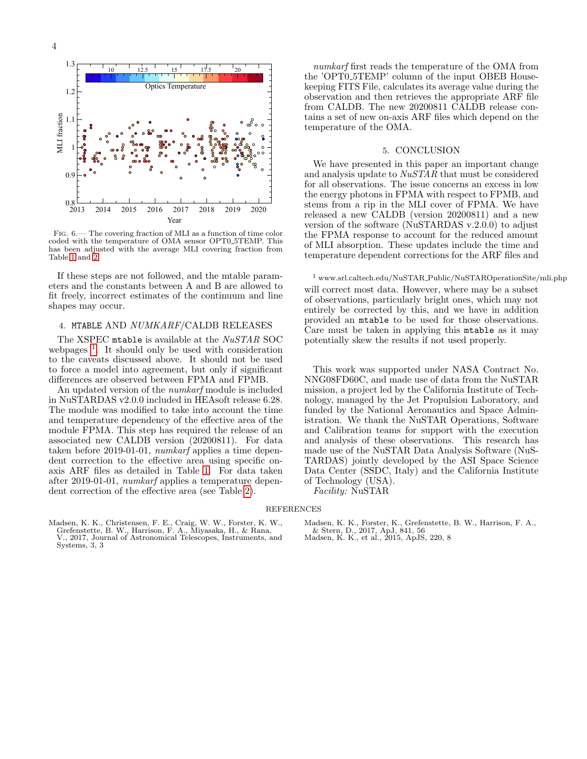1.3
10 12.5 15 17.5 20
Optics Temperature
1.2
1.1
MLI fraction
1
0.9
0.8
2013 2014 2015 2016 2017 2018 2019 2020
Year

Fig. 6.— The covering fraction of MLI as a function of time color coded with the temperature of OMA sensor OPT0_5TEMP. This has been adjusted with the average MLI covering fraction from Table 1 and 2.

If these steps are not followed, and the mtable parameters and the constants between A and B are allowed to fit freely, incorrect estimates of the continuum and line shapes may occur.

## 4. MTABLE AND *NUMKARF*/CALDB RELEASES

The XSPEC `mtable` is available at the *NuSTAR* SOC webpages [1]. It should only be used with consideration to the caveats discussed above. It should not be used to force a model into agreement, but only if significant differences are observed between FPMA and FPMB.

An updated version of the *numkarf* module is included in NuSTARDAS v2.0.0 included in HEAsoft release 6.28. The module was modified to take into account the time and temperature dependency of the effective area of the module FPMA. This step has required the release of an associated new CALDB version (20200811). For data taken before 2019-01-01, *numkarf* applies a time dependent correction to the effective area using specific on-axis ARF files as detailed in Table 1. For data taken after 2019-01-01, *numkarf* applies a temperature dependent correction of the effective area (see Table 2).

*numkarf* first reads the temperature of the OMA from the 'OPT0_5TEMP' column of the input OBEB Housekeeping FITS File, calculates its average value during the observation and then retrieves the appropriate ARF file from CALDB. The new 20200811 CALDB release contains a set of new on-axis ARF files which depend on the temperature of the OMA.

## 5. CONCLUSION

We have presented in this paper an important change and analysis update to *NuSTAR* that must be considered for all observations. The issue concerns an excess in low the energy photons in FPMA with respect to FPMB, and stems from a rip in the MLI cover of FPMA. We have released a new CALDB (version 20200811) and a new version of the software (NuSTARDAS v.2.0.0) to adjust the FPMA response to account for the reduced amount of MLI absorption. These updates include the time and temperature dependent corrections for the ARF files and will correct most data. However, where may be a subset of observations, particularly bright ones, which may not entirely be corrected by this, and we have in addition provided an `mtable` to be used for those observations. Care must be taken in applying this `mtable` as it may potentially skew the results if not used properly.

[1] www.srl.caltech.edu/NuSTAR_Public/NuSTAROperationSite/mli.php

This work was supported under NASA Contract No. NNG08FD60C, and made use of data from the NuSTAR mission, a project led by the California Institute of Technology, managed by the Jet Propulsion Laboratory, and funded by the National Aeronautics and Space Administration. We thank the NuSTAR Operations, Software and Calibration teams for support with the execution and analysis of these observations. This research has made use of the NuSTAR Data Analysis Software (NuSTARDAS) jointly developed by the ASI Space Science Data Center (SSDC, Italy) and the California Institute of Technology (USA).

*Facility:* NuSTAR

## REFERENCES

Madsen, K. K., Christensen, F. E., Craig, W. W., Forster, K. W., Grefenstette, B. W., Harrison, F. A., Miyasaka, H., & Rana, V., 2017, Journal of Astronomical Telescopes, Instruments, and Systems, 3, 3

Madsen, K. K., Forster, K., Grefenstette, B. W., Harrison, F. A., & Stern, D., 2017, ApJ, 841, 56

Madsen, K. K., et al., 2015, ApJS, 220, 8